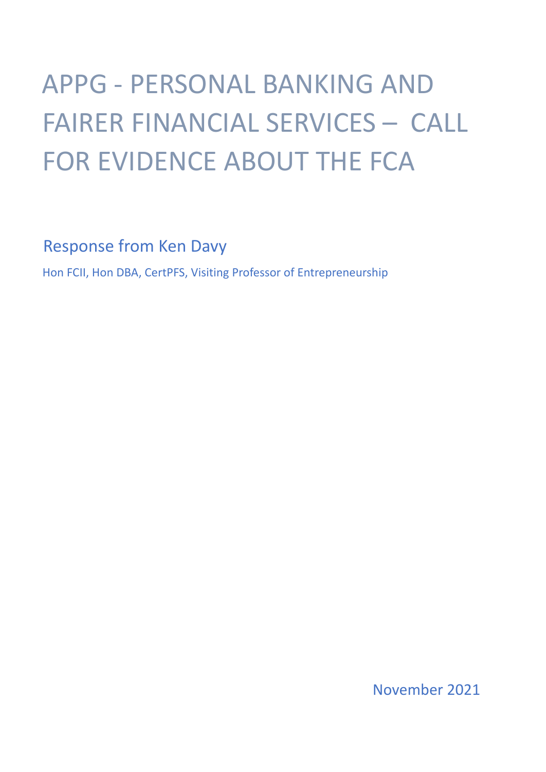# APPG - PERSONAL BANKING AND FAIRER FINANCIAL SERVICES – CALL FOR EVIDENCE ABOUT THE FCA

## Response from Ken Davy

Hon FCII, Hon DBA, CertPFS, Visiting Professor of Entrepreneurship

November 2021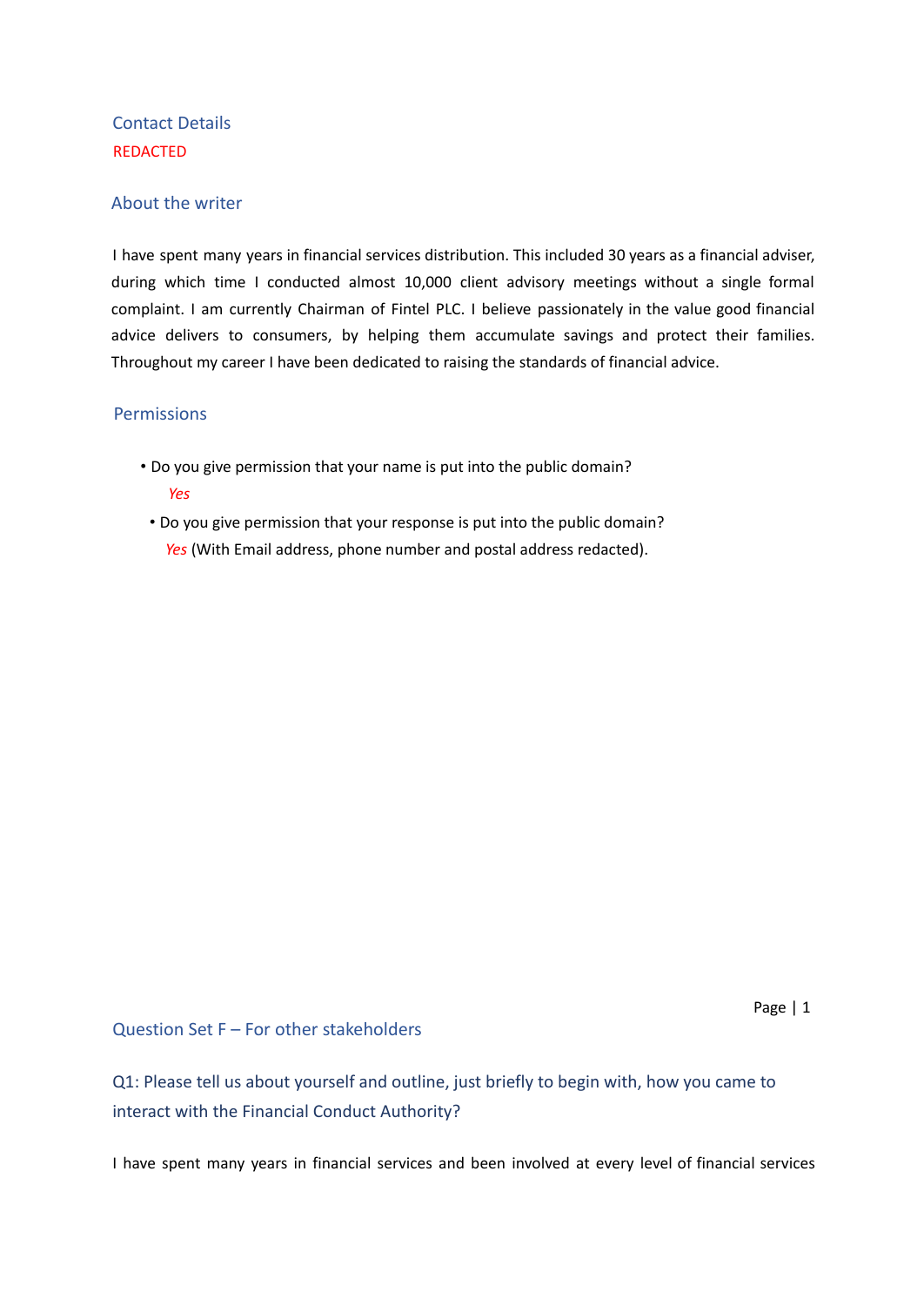## Contact Details

REDACTED

## About the writer

I have spent many years in financial services distribution. This included 30 years as a financial adviser, during which time I conducted almost 10,000 client advisory meetings without a single formal complaint. I am currently Chairman of Fintel PLC. I believe passionately in the value good financial advice delivers to consumers, by helping them accumulate savings and protect their families. Throughout my career I have been dedicated to raising the standards of financial advice.

## Permissions

- Do you give permission that your name is put into the public domain?

  *Yes*

- Do you give permission that your response is put into the public domain?

  *Yes* (With Email address, phone number and postal address redacted).

## Question Set F – For other stakeholders

### Q1: Please tell us about yourself and outline, just briefly to begin with, how you came to interact with the Financial Conduct Authority?

I have spent many years in financial services and been involved at every level of financial services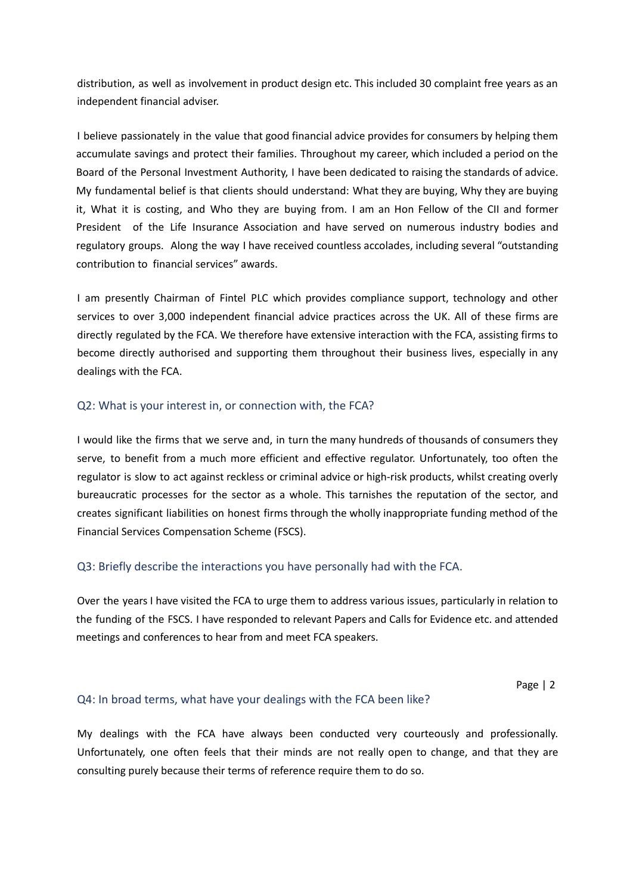distribution, as well as involvement in product design etc. This included 30 complaint free years as an independent financial adviser.

I believe passionately in the value that good financial advice provides for consumers by helping them accumulate savings and protect their families. Throughout my career, which included a period on the Board of the Personal Investment Authority, I have been dedicated to raising the standards of advice. My fundamental belief is that clients should understand: What they are buying, Why they are buying it, What it is costing, and Who they are buying from. I am an Hon Fellow of the CII and former President of the Life Insurance Association and have served on numerous industry bodies and regulatory groups. Along the way I have received countless accolades, including several "outstanding contribution to financial services" awards.

I am presently Chairman of Fintel PLC which provides compliance support, technology and other services to over 3,000 independent financial advice practices across the UK. All of these firms are directly regulated by the FCA. We therefore have extensive interaction with the FCA, assisting firms to become directly authorised and supporting them throughout their business lives, especially in any dealings with the FCA.

## Q2: What is your interest in, or connection with, the FCA?

I would like the firms that we serve and, in turn the many hundreds of thousands of consumers they serve, to benefit from a much more efficient and effective regulator. Unfortunately, too often the regulator is slow to act against reckless or criminal advice or high-risk products, whilst creating overly bureaucratic processes for the sector as a whole. This tarnishes the reputation of the sector, and creates significant liabilities on honest firms through the wholly inappropriate funding method of the Financial Services Compensation Scheme (FSCS).

## Q3: Briefly describe the interactions you have personally had with the FCA.

Over the years I have visited the FCA to urge them to address various issues, particularly in relation to the funding of the FSCS. I have responded to relevant Papers and Calls for Evidence etc. and attended meetings and conferences to hear from and meet FCA speakers.

## Q4: In broad terms, what have your dealings with the FCA been like?

My dealings with the FCA have always been conducted very courteously and professionally. Unfortunately, one often feels that their minds are not really open to change, and that they are consulting purely because their terms of reference require them to do so.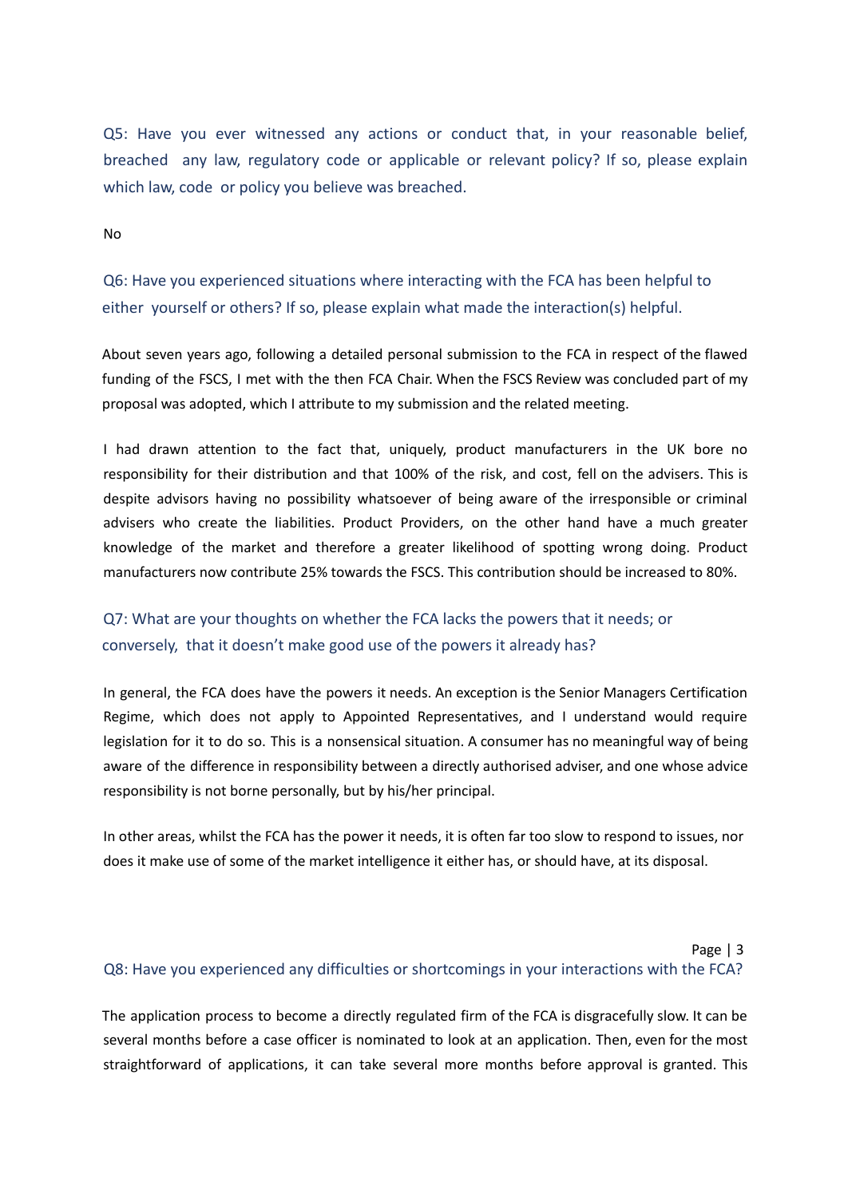### Q5: Have you ever witnessed any actions or conduct that, in your reasonable belief, breached any law, regulatory code or applicable or relevant policy? If so, please explain which law, code or policy you believe was breached.

No

### Q6: Have you experienced situations where interacting with the FCA has been helpful to either yourself or others? If so, please explain what made the interaction(s) helpful.

About seven years ago, following a detailed personal submission to the FCA in respect of the flawed funding of the FSCS, I met with the then FCA Chair. When the FSCS Review was concluded part of my proposal was adopted, which I attribute to my submission and the related meeting.

I had drawn attention to the fact that, uniquely, product manufacturers in the UK bore no responsibility for their distribution and that 100% of the risk, and cost, fell on the advisers. This is despite advisors having no possibility whatsoever of being aware of the irresponsible or criminal advisers who create the liabilities. Product Providers, on the other hand have a much greater knowledge of the market and therefore a greater likelihood of spotting wrong doing. Product manufacturers now contribute 25% towards the FSCS. This contribution should be increased to 80%.

### Q7: What are your thoughts on whether the FCA lacks the powers that it needs; or conversely, that it doesn't make good use of the powers it already has?

In general, the FCA does have the powers it needs. An exception is the Senior Managers Certification Regime, which does not apply to Appointed Representatives, and I understand would require legislation for it to do so. This is a nonsensical situation. A consumer has no meaningful way of being aware of the difference in responsibility between a directly authorised adviser, and one whose advice responsibility is not borne personally, but by his/her principal.

In other areas, whilst the FCA has the power it needs, it is often far too slow to respond to issues, nor does it make use of some of the market intelligence it either has, or should have, at its disposal.

### Q8: Have you experienced any difficulties or shortcomings in your interactions with the FCA?

The application process to become a directly regulated firm of the FCA is disgracefully slow. It can be several months before a case officer is nominated to look at an application. Then, even for the most straightforward of applications, it can take several more months before approval is granted. This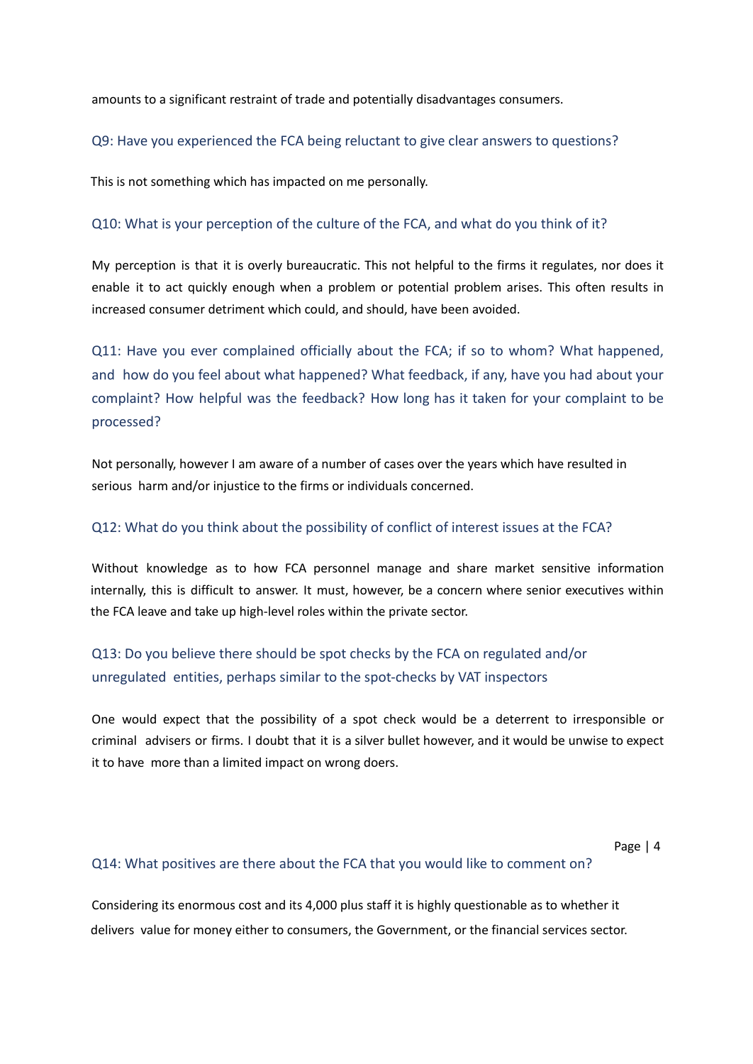amounts to a significant restraint of trade and potentially disadvantages consumers.

### Q9: Have you experienced the FCA being reluctant to give clear answers to questions?

This is not something which has impacted on me personally.

### Q10: What is your perception of the culture of the FCA, and what do you think of it?

My perception is that it is overly bureaucratic. This not helpful to the firms it regulates, nor does it enable it to act quickly enough when a problem or potential problem arises. This often results in increased consumer detriment which could, and should, have been avoided.

### Q11: Have you ever complained officially about the FCA; if so to whom? What happened, and how do you feel about what happened? What feedback, if any, have you had about your complaint? How helpful was the feedback? How long has it taken for your complaint to be processed?

Not personally, however I am aware of a number of cases over the years which have resulted in serious harm and/or injustice to the firms or individuals concerned.

### Q12: What do you think about the possibility of conflict of interest issues at the FCA?

Without knowledge as to how FCA personnel manage and share market sensitive information internally, this is difficult to answer. It must, however, be a concern where senior executives within the FCA leave and take up high-level roles within the private sector.

### Q13: Do you believe there should be spot checks by the FCA on regulated and/or unregulated entities, perhaps similar to the spot-checks by VAT inspectors

One would expect that the possibility of a spot check would be a deterrent to irresponsible or criminal advisers or firms. I doubt that it is a silver bullet however, and it would be unwise to expect it to have more than a limited impact on wrong doers.

### Q14: What positives are there about the FCA that you would like to comment on?

Considering its enormous cost and its 4,000 plus staff it is highly questionable as to whether it delivers value for money either to consumers, the Government, or the financial services sector.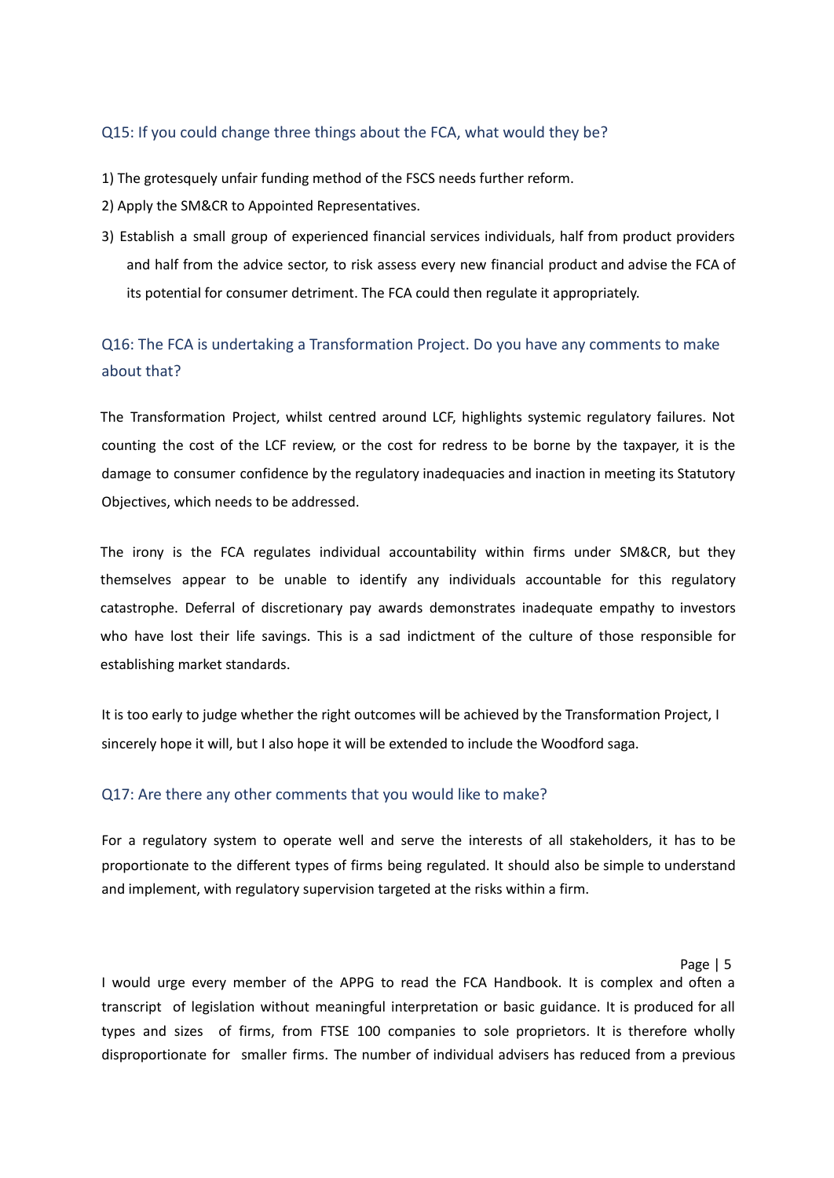### Q15: If you could change three things about the FCA, what would they be?

1) The grotesquely unfair funding method of the FSCS needs further reform.
2) Apply the SM&CR to Appointed Representatives.
3) Establish a small group of experienced financial services individuals, half from product providers and half from the advice sector, to risk assess every new financial product and advise the FCA of its potential for consumer detriment. The FCA could then regulate it appropriately.

### Q16: The FCA is undertaking a Transformation Project. Do you have any comments to make about that?

The Transformation Project, whilst centred around LCF, highlights systemic regulatory failures. Not counting the cost of the LCF review, or the cost for redress to be borne by the taxpayer, it is the damage to consumer confidence by the regulatory inadequacies and inaction in meeting its Statutory Objectives, which needs to be addressed.

The irony is the FCA regulates individual accountability within firms under SM&CR, but they themselves appear to be unable to identify any individuals accountable for this regulatory catastrophe. Deferral of discretionary pay awards demonstrates inadequate empathy to investors who have lost their life savings. This is a sad indictment of the culture of those responsible for establishing market standards.

It is too early to judge whether the right outcomes will be achieved by the Transformation Project, I sincerely hope it will, but I also hope it will be extended to include the Woodford saga.

### Q17: Are there any other comments that you would like to make?

For a regulatory system to operate well and serve the interests of all stakeholders, it has to be proportionate to the different types of firms being regulated. It should also be simple to understand and implement, with regulatory supervision targeted at the risks within a firm.

I would urge every member of the APPG to read the FCA Handbook. It is complex and often a transcript of legislation without meaningful interpretation or basic guidance. It is produced for all types and sizes of firms, from FTSE 100 companies to sole proprietors. It is therefore wholly disproportionate for smaller firms. The number of individual advisers has reduced from a previous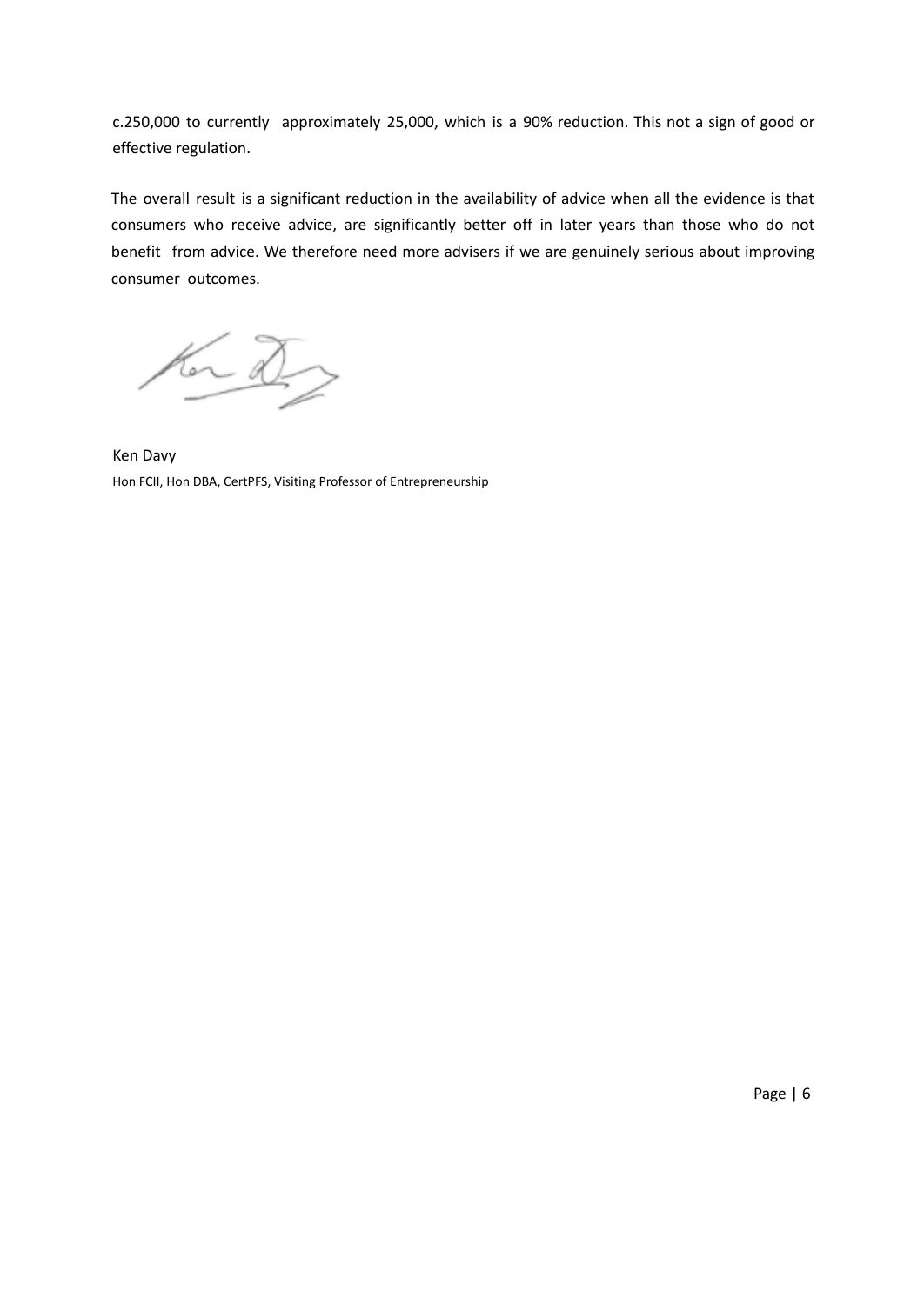c.250,000 to currently approximately 25,000, which is a 90% reduction. This not a sign of good or effective regulation.

The overall result is a significant reduction in the availability of advice when all the evidence is that consumers who receive advice, are significantly better off in later years than those who do not benefit from advice. We therefore need more advisers if we are genuinely serious about improving consumer outcomes.

Ken Davy

Hon FCII, Hon DBA, CertPFS, Visiting Professor of Entrepreneurship